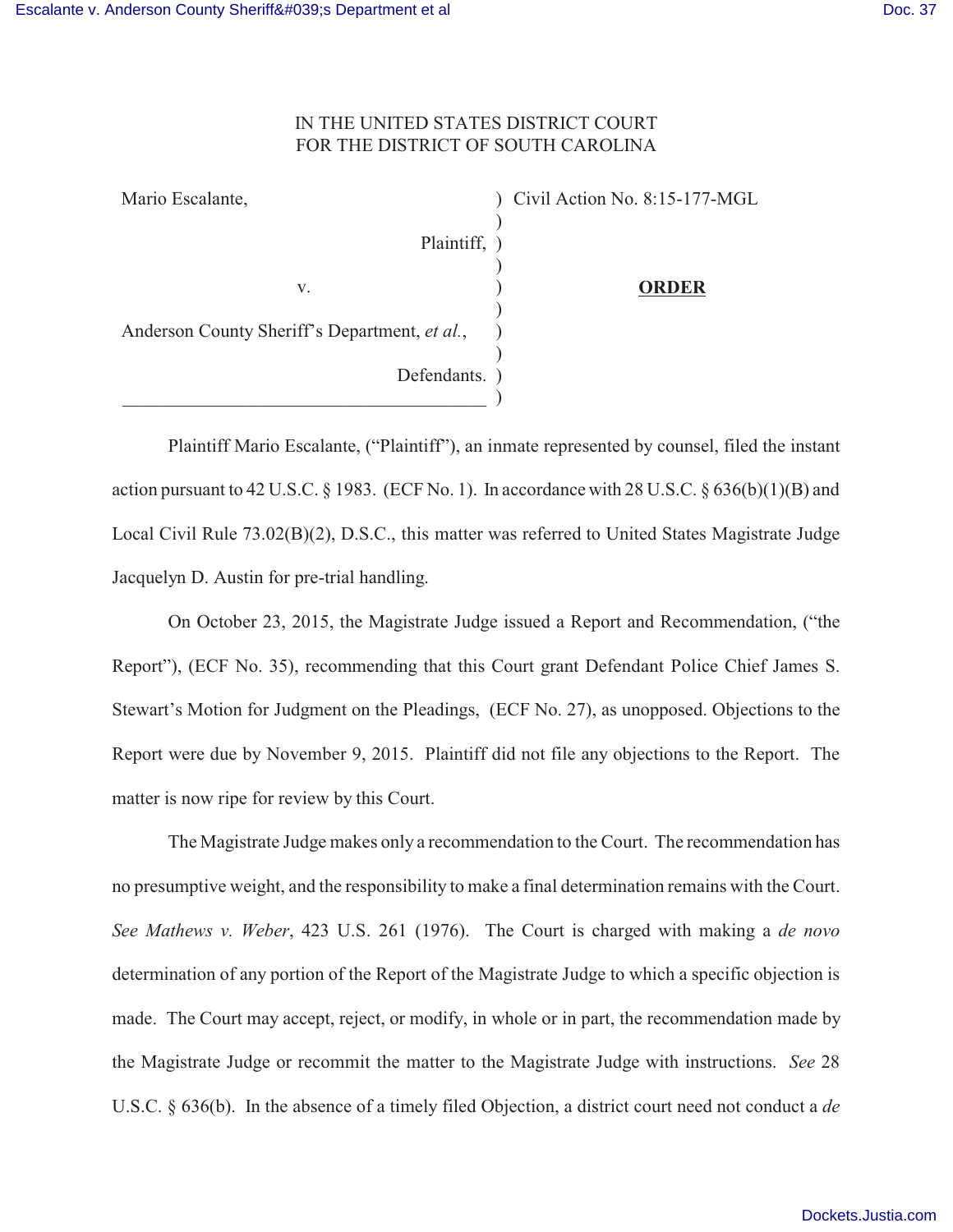IN THE UNITED STATES DISTRICT COURT
FOR THE DISTRICT OF SOUTH CAROLINA

Mario Escalante,

Plaintiff,

v.

Anderson County Sheriff's Department, *et al.*,

Defendants.

Civil Action No. 8:15-177-MGL

**ORDER**

Plaintiff Mario Escalante, ("Plaintiff"), an inmate represented by counsel, filed the instant action pursuant to 42 U.S.C. § 1983. (ECF No. 1). In accordance with 28 U.S.C. § 636(b)(1)(B) and Local Civil Rule 73.02(B)(2), D.S.C., this matter was referred to United States Magistrate Judge Jacquelyn D. Austin for pre-trial handling.

On October 23, 2015, the Magistrate Judge issued a Report and Recommendation, ("the Report"), (ECF No. 35), recommending that this Court grant Defendant Police Chief James S. Stewart's Motion for Judgment on the Pleadings, (ECF No. 27), as unopposed. Objections to the Report were due by November 9, 2015. Plaintiff did not file any objections to the Report. The matter is now ripe for review by this Court.

The Magistrate Judge makes only a recommendation to the Court. The recommendation has no presumptive weight, and the responsibility to make a final determination remains with the Court. *See Mathews v. Weber*, 423 U.S. 261 (1976). The Court is charged with making a *de novo* determination of any portion of the Report of the Magistrate Judge to which a specific objection is made. The Court may accept, reject, or modify, in whole or in part, the recommendation made by the Magistrate Judge or recommit the matter to the Magistrate Judge with instructions. *See* 28 U.S.C. § 636(b). In the absence of a timely filed Objection, a district court need not conduct a *de*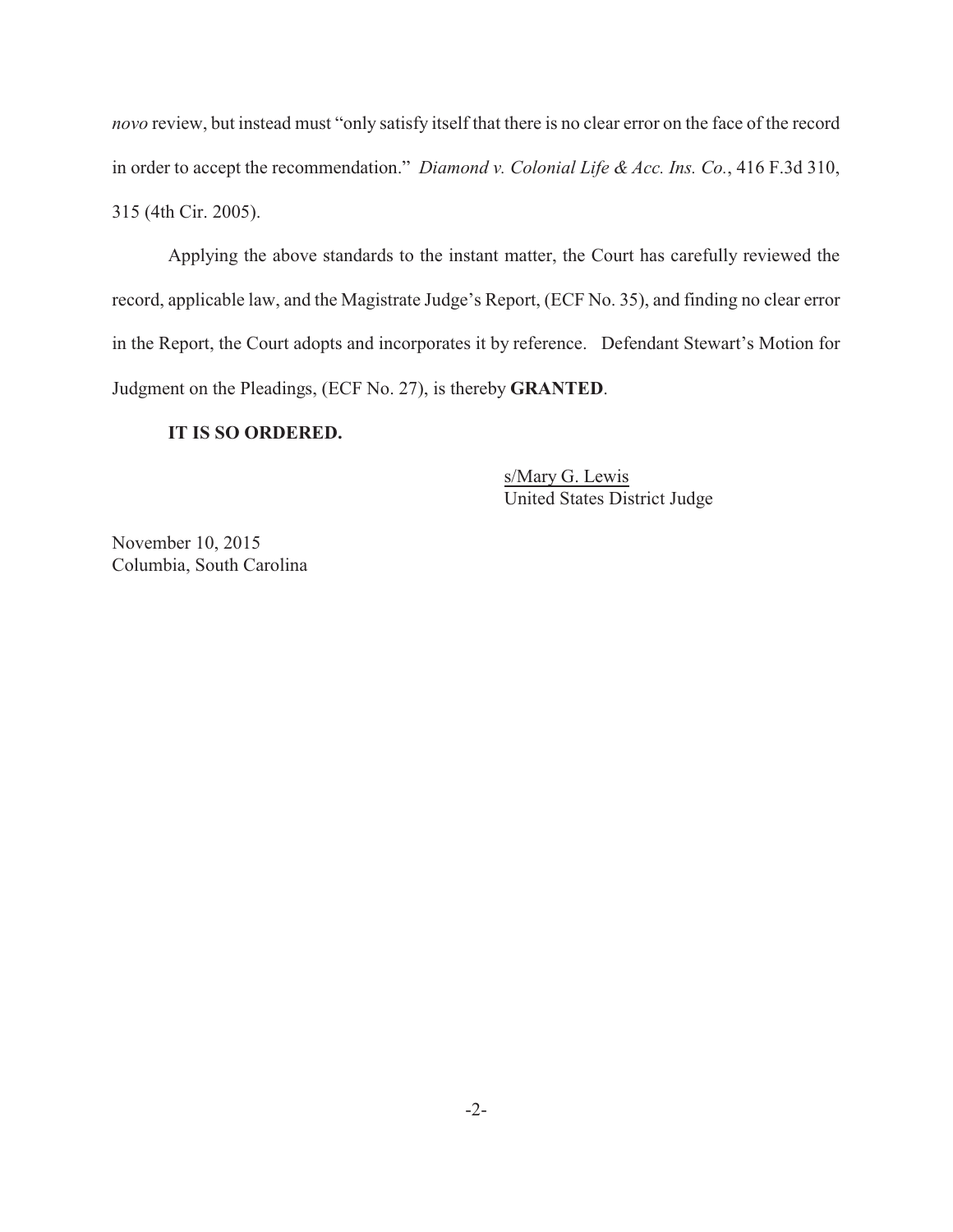*novo* review, but instead must "only satisfy itself that there is no clear error on the face of the record in order to accept the recommendation." *Diamond v. Colonial Life & Acc. Ins. Co.*, 416 F.3d 310, 315 (4th Cir. 2005).

Applying the above standards to the instant matter, the Court has carefully reviewed the record, applicable law, and the Magistrate Judge's Report, (ECF No. 35), and finding no clear error in the Report, the Court adopts and incorporates it by reference. Defendant Stewart's Motion for Judgment on the Pleadings, (ECF No. 27), is thereby **GRANTED**.

**IT IS SO ORDERED.**

s/Mary G. Lewis
United States District Judge

November 10, 2015
Columbia, South Carolina